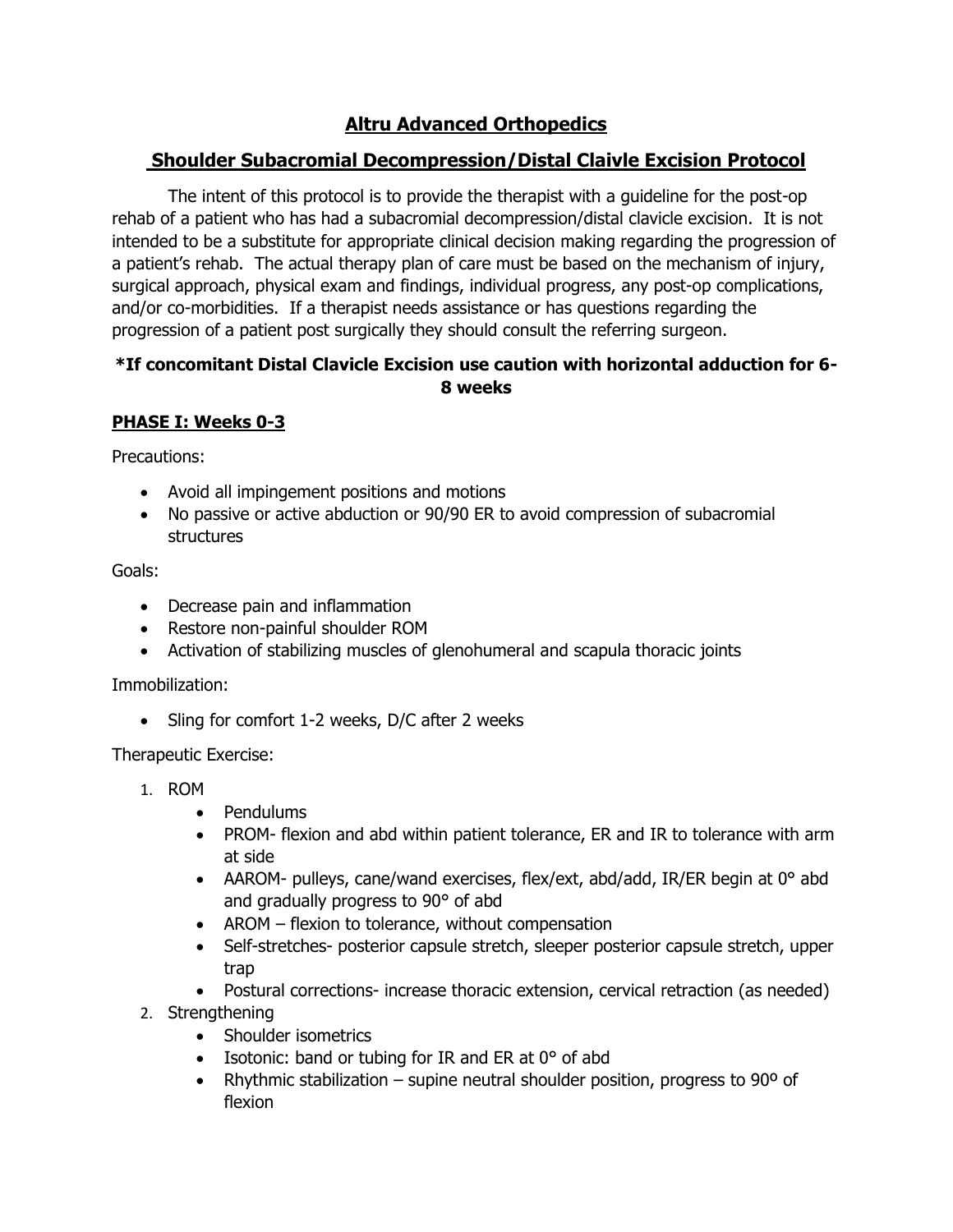# Altru Advanced Orthopedics

## Shoulder Subacromial Decompression/Distal Claivle Excision Protocol

The intent of this protocol is to provide the therapist with a guideline for the post-op rehab of a patient who has had a subacromial decompression/distal clavicle excision. It is not intended to be a substitute for appropriate clinical decision making regarding the progression of a patient's rehab. The actual therapy plan of care must be based on the mechanism of injury, surgical approach, physical exam and findings, individual progress, any post-op complications, and/or co-morbidities. If a therapist needs assistance or has questions regarding the progression of a patient post surgically they should consult the referring surgeon.

**\*If concomitant Distal Clavicle Excision use caution with horizontal adduction for 6-8 weeks**

### PHASE I: Weeks 0-3

Precautions:

- Avoid all impingement positions and motions
- No passive or active abduction or 90/90 ER to avoid compression of subacromial structures

Goals:

- Decrease pain and inflammation
- Restore non-painful shoulder ROM
- Activation of stabilizing muscles of glenohumeral and scapula thoracic joints

Immobilization:

- Sling for comfort 1-2 weeks, D/C after 2 weeks

Therapeutic Exercise:

1. ROM
   - Pendulums
   - PROM- flexion and abd within patient tolerance, ER and IR to tolerance with arm at side
   - AAROM- pulleys, cane/wand exercises, flex/ext, abd/add, IR/ER begin at 0° abd and gradually progress to 90° of abd
   - AROM – flexion to tolerance, without compensation
   - Self-stretches- posterior capsule stretch, sleeper posterior capsule stretch, upper trap
   - Postural corrections- increase thoracic extension, cervical retraction (as needed)
2. Strengthening
   - Shoulder isometrics
   - Isotonic: band or tubing for IR and ER at 0° of abd
   - Rhythmic stabilization – supine neutral shoulder position, progress to 90º of flexion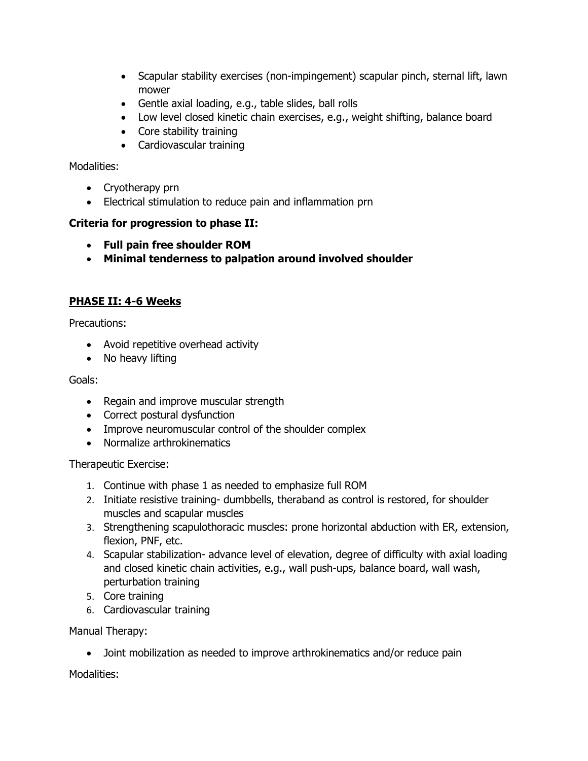- Scapular stability exercises (non-impingement) scapular pinch, sternal lift, lawn mower
- Gentle axial loading, e.g., table slides, ball rolls
- Low level closed kinetic chain exercises, e.g., weight shifting, balance board
- Core stability training
- Cardiovascular training

Modalities:

- Cryotherapy prn
- Electrical stimulation to reduce pain and inflammation prn

**Criteria for progression to phase II:**

- **Full pain free shoulder ROM**
- **Minimal tenderness to palpation around involved shoulder**

## PHASE II: 4-6 Weeks

Precautions:

- Avoid repetitive overhead activity
- No heavy lifting

Goals:

- Regain and improve muscular strength
- Correct postural dysfunction
- Improve neuromuscular control of the shoulder complex
- Normalize arthrokinematics

Therapeutic Exercise:

1. Continue with phase 1 as needed to emphasize full ROM
2. Initiate resistive training- dumbbells, theraband as control is restored, for shoulder muscles and scapular muscles
3. Strengthening scapulothoracic muscles: prone horizontal abduction with ER, extension, flexion, PNF, etc.
4. Scapular stabilization- advance level of elevation, degree of difficulty with axial loading and closed kinetic chain activities, e.g., wall push-ups, balance board, wall wash, perturbation training
5. Core training
6. Cardiovascular training

Manual Therapy:

- Joint mobilization as needed to improve arthrokinematics and/or reduce pain

Modalities: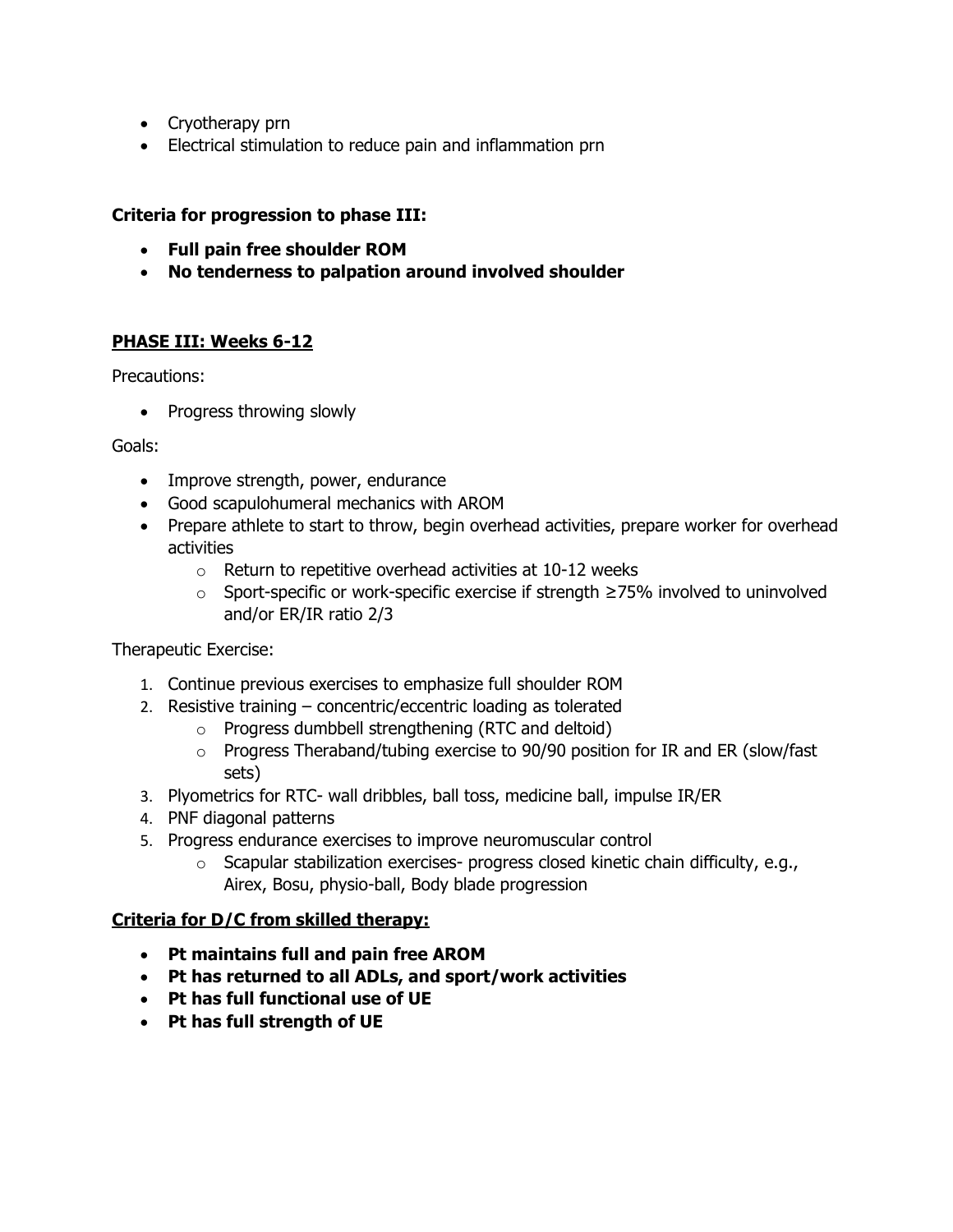- Cryotherapy prn
- Electrical stimulation to reduce pain and inflammation prn

**Criteria for progression to phase III:**

- **Full pain free shoulder ROM**
- **No tenderness to palpation around involved shoulder**

## PHASE III: Weeks 6-12

Precautions:

- Progress throwing slowly

Goals:

- Improve strength, power, endurance
- Good scapulohumeral mechanics with AROM
- Prepare athlete to start to throw, begin overhead activities, prepare worker for overhead activities
    - Return to repetitive overhead activities at 10-12 weeks
    - Sport-specific or work-specific exercise if strength ≥75% involved to uninvolved and/or ER/IR ratio 2/3

Therapeutic Exercise:

1. Continue previous exercises to emphasize full shoulder ROM
2. Resistive training – concentric/eccentric loading as tolerated
    - Progress dumbbell strengthening (RTC and deltoid)
    - Progress Theraband/tubing exercise to 90/90 position for IR and ER (slow/fast sets)
3. Plyometrics for RTC- wall dribbles, ball toss, medicine ball, impulse IR/ER
4. PNF diagonal patterns
5. Progress endurance exercises to improve neuromuscular control
    - Scapular stabilization exercises- progress closed kinetic chain difficulty, e.g., Airex, Bosu, physio-ball, Body blade progression

## Criteria for D/C from skilled therapy:

- **Pt maintains full and pain free AROM**
- **Pt has returned to all ADLs, and sport/work activities**
- **Pt has full functional use of UE**
- **Pt has full strength of UE**